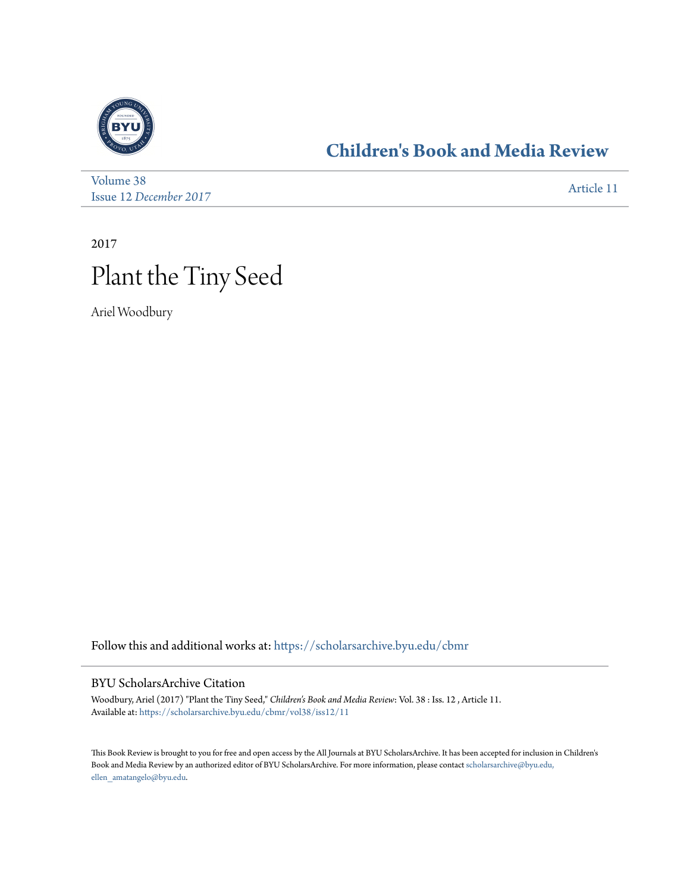## Children's Book and Media Review

Volume 38
Issue 12 *December 2017*

Article 11

2017

# Plant the Tiny Seed

Ariel Woodbury

Follow this and additional works at: https://scholarsarchive.byu.edu/cbmr

### BYU ScholarsArchive Citation

Woodbury, Ariel (2017) "Plant the Tiny Seed," *Children's Book and Media Review*: Vol. 38 : Iss. 12 , Article 11.
Available at: https://scholarsarchive.byu.edu/cbmr/vol38/iss12/11

This Book Review is brought to you for free and open access by the All Journals at BYU ScholarsArchive. It has been accepted for inclusion in Children's Book and Media Review by an authorized editor of BYU ScholarsArchive. For more information, please contact scholarsarchive@byu.edu, ellen_amatangelo@byu.edu.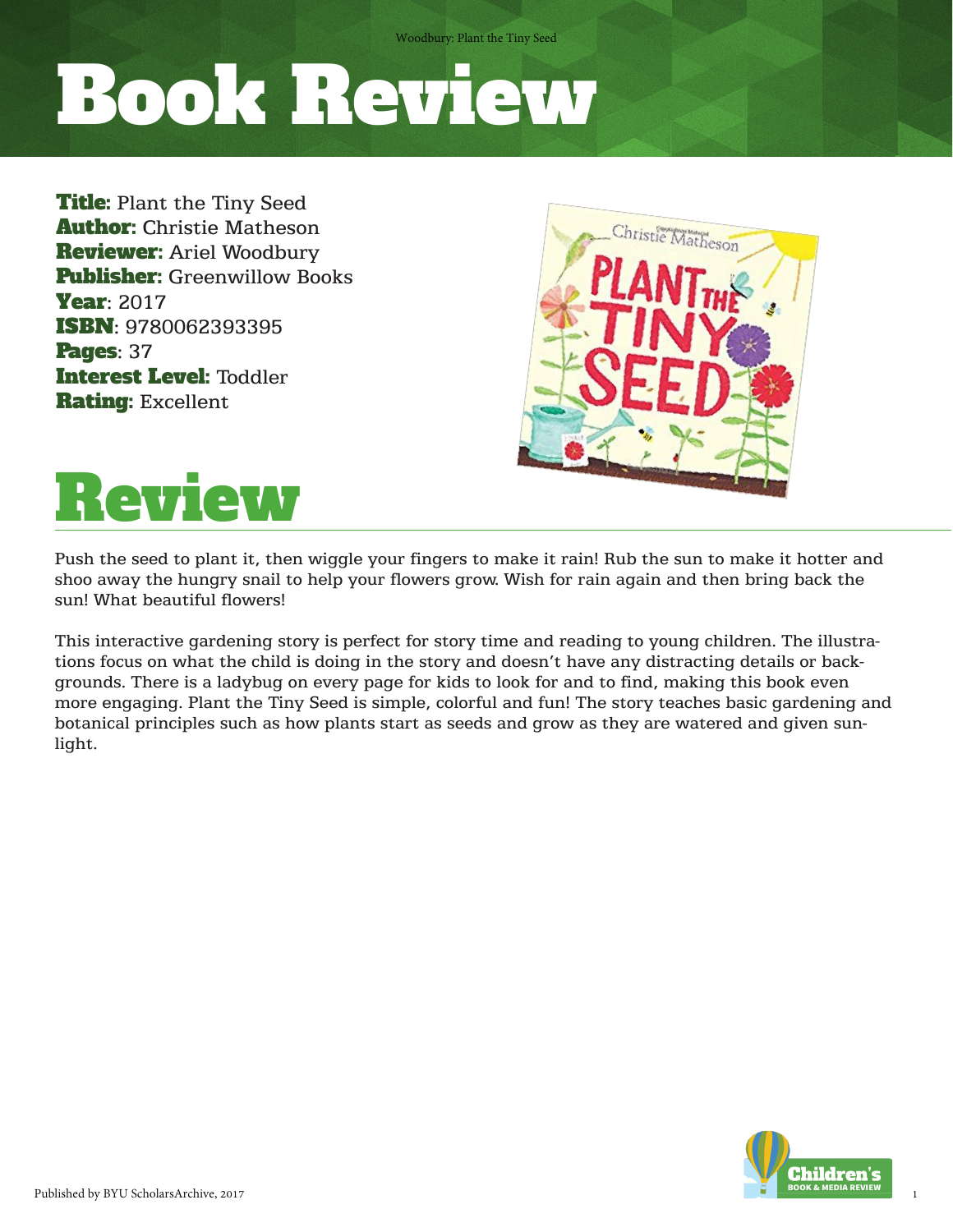# Book Review

**Title**: Plant the Tiny Seed
**Author**: Christie Matheson
**Reviewer**: Ariel Woodbury
**Publisher**: Greenwillow Books
**Year**: 2017
**ISBN**: 9780062393395
**Pages**: 37
**Interest Level**: Toddler
**Rating**: Excellent

# Review

Push the seed to plant it, then wiggle your fingers to make it rain! Rub the sun to make it hotter and shoo away the hungry snail to help your flowers grow. Wish for rain again and then bring back the sun! What beautiful flowers!

This interactive gardening story is perfect for story time and reading to young children. The illustrations focus on what the child is doing in the story and doesn't have any distracting details or backgrounds. There is a ladybug on every page for kids to look for and to find, making this book even more engaging. Plant the Tiny Seed is simple, colorful and fun! The story teaches basic gardening and botanical principles such as how plants start as seeds and grow as they are watered and given sunlight.